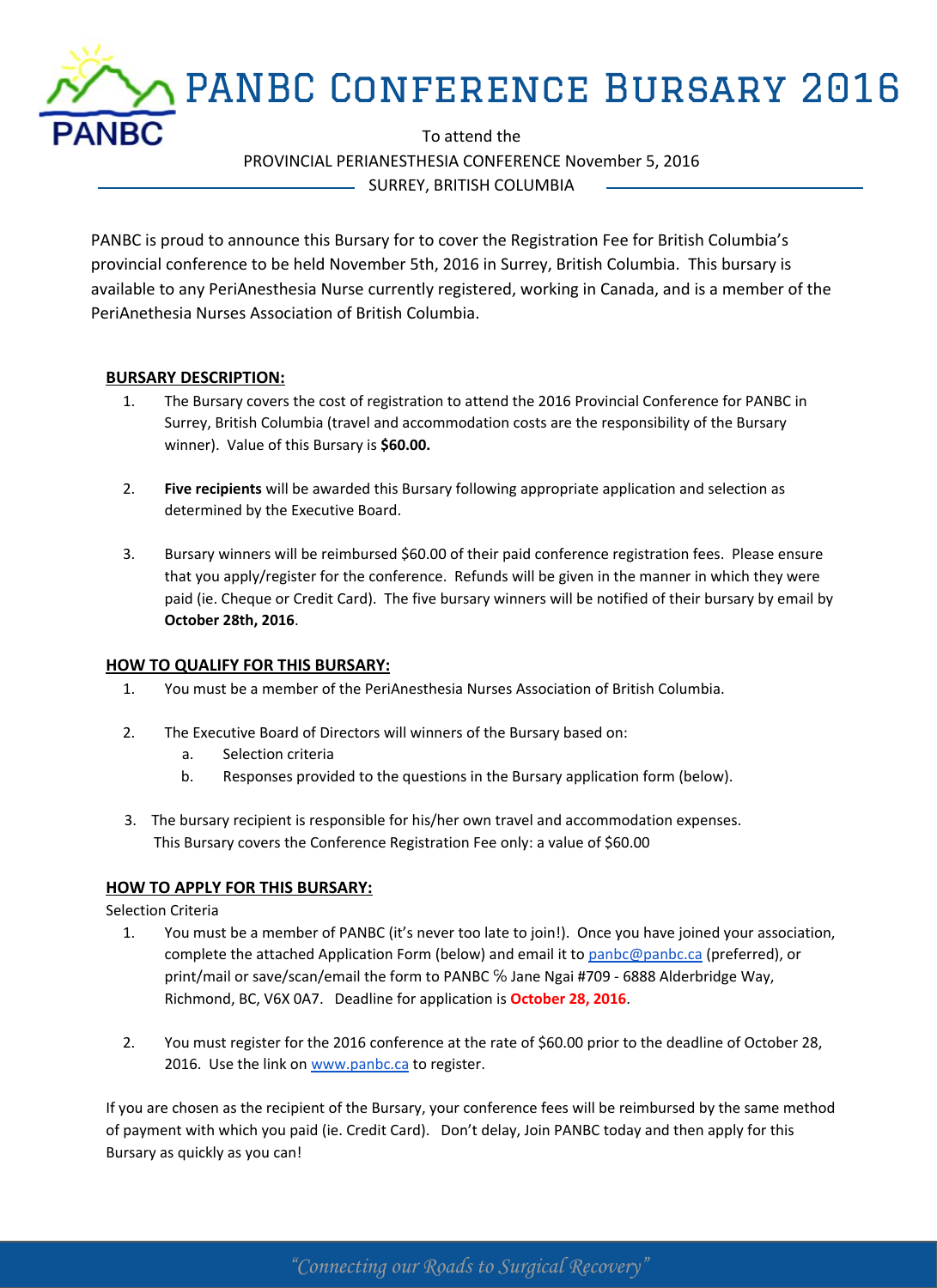# PANBC Conference Bursary 2016

To attend the
PROVINCIAL PERIANESTHESIA CONFERENCE November 5, 2016
SURREY, BRITISH COLUMBIA

PANBC is proud to announce this Bursary for to cover the Registration Fee for British Columbia's provincial conference to be held November 5th, 2016 in Surrey, British Columbia. This bursary is available to any PeriAnesthesia Nurse currently registered, working in Canada, and is a member of the PeriAnethesia Nurses Association of British Columbia.

## BURSARY DESCRIPTION:

1. The Bursary covers the cost of registration to attend the 2016 Provincial Conference for PANBC in Surrey, British Columbia (travel and accommodation costs are the responsibility of the Bursary winner). Value of this Bursary is **$60.00.**

2. **Five recipients** will be awarded this Bursary following appropriate application and selection as determined by the Executive Board.

3. Bursary winners will be reimbursed $60.00 of their paid conference registration fees. Please ensure that you apply/register for the conference. Refunds will be given in the manner in which they were paid (ie. Cheque or Credit Card). The five bursary winners will be notified of their bursary by email by **October 28th, 2016**.

## HOW TO QUALIFY FOR THIS BURSARY:

1. You must be a member of the PeriAnesthesia Nurses Association of British Columbia.

2. The Executive Board of Directors will winners of the Bursary based on:
   a. Selection criteria
   b. Responses provided to the questions in the Bursary application form (below).

3. The bursary recipient is responsible for his/her own travel and accommodation expenses. This Bursary covers the Conference Registration Fee only: a value of $60.00

## HOW TO APPLY FOR THIS BURSARY:

Selection Criteria

1. You must be a member of PANBC (it's never too late to join!). Once you have joined your association, complete the attached Application Form (below) and email it to panbc@panbc.ca (preferred), or print/mail or save/scan/email the form to PANBC ℅ Jane Ngai #709 - 6888 Alderbridge Way, Richmond, BC, V6X 0A7. Deadline for application is **October 28, 2016**.

2. You must register for the 2016 conference at the rate of $60.00 prior to the deadline of October 28, 2016. Use the link on www.panbc.ca to register.

If you are chosen as the recipient of the Bursary, your conference fees will be reimbursed by the same method of payment with which you paid (ie. Credit Card). Don't delay, Join PANBC today and then apply for this Bursary as quickly as you can!

*"Connecting our Roads to Surgical Recovery"*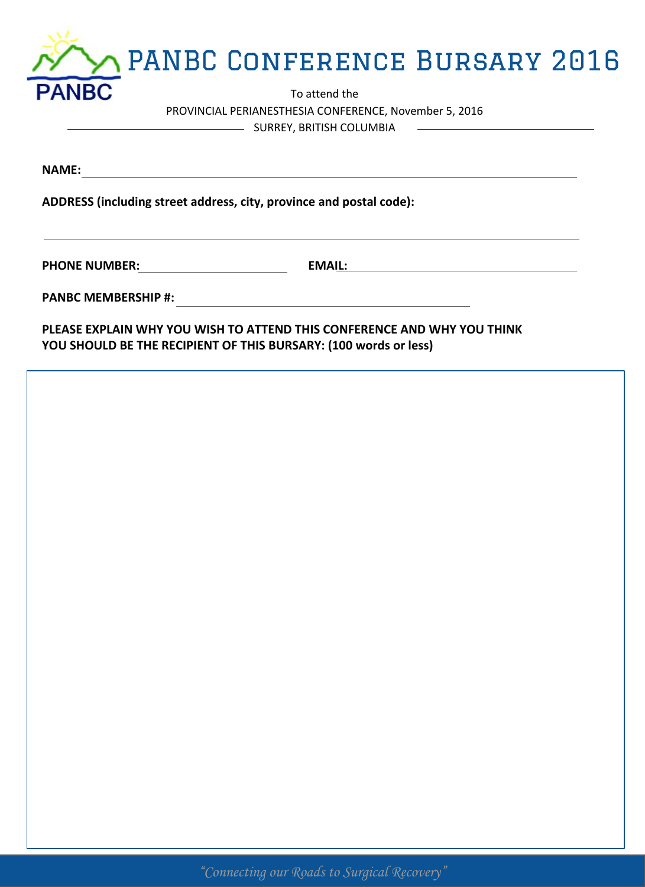# PANBC CONFERENCE BURSARY 2016

PANBC

To attend the

PROVINCIAL PERIANESTHESIA CONFERENCE, November 5, 2016

SURREY, BRITISH COLUMBIA

**NAME:** ______________________________

**ADDRESS (including street address, city, province and postal code):**

______________________________

**PHONE NUMBER:** ______________ **EMAIL:** ______________

**PANBC MEMBERSHIP #:** ______________

**PLEASE EXPLAIN WHY YOU WISH TO ATTEND THIS CONFERENCE AND WHY YOU THINK YOU SHOULD BE THE RECIPIENT OF THIS BURSARY: (100 words or less)**

*"Connecting our Roads to Surgical Recovery"*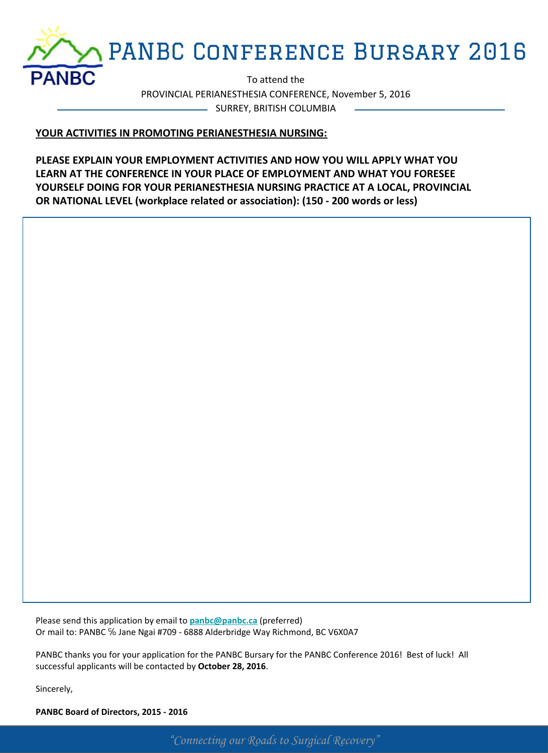# PANBC Conference Bursary 2016

To attend the

PROVINCIAL PERIANESTHESIA CONFERENCE, November 5, 2016

SURREY, BRITISH COLUMBIA

**YOUR ACTIVITIES IN PROMOTING PERIANESTHESIA NURSING:**

**PLEASE EXPLAIN YOUR EMPLOYMENT ACTIVITIES AND HOW YOU WILL APPLY WHAT YOU LEARN AT THE CONFERENCE IN YOUR PLACE OF EMPLOYMENT AND WHAT YOU FORESEE YOURSELF DOING FOR YOUR PERIANESTHESIA NURSING PRACTICE AT A LOCAL, PROVINCIAL OR NATIONAL LEVEL (workplace related or association): (150 - 200 words or less)**

Please send this application by email to **panbc@panbc.ca** (preferred)
Or mail to: PANBC ℅ Jane Ngai #709 - 6888 Alderbridge Way Richmond, BC V6X0A7

PANBC thanks you for your application for the PANBC Bursary for the PANBC Conference 2016! Best of luck! All successful applicants will be contacted by **October 28, 2016**.

Sincerely,

**PANBC Board of Directors, 2015 - 2016**

*"Connecting our Roads to Surgical Recovery"*